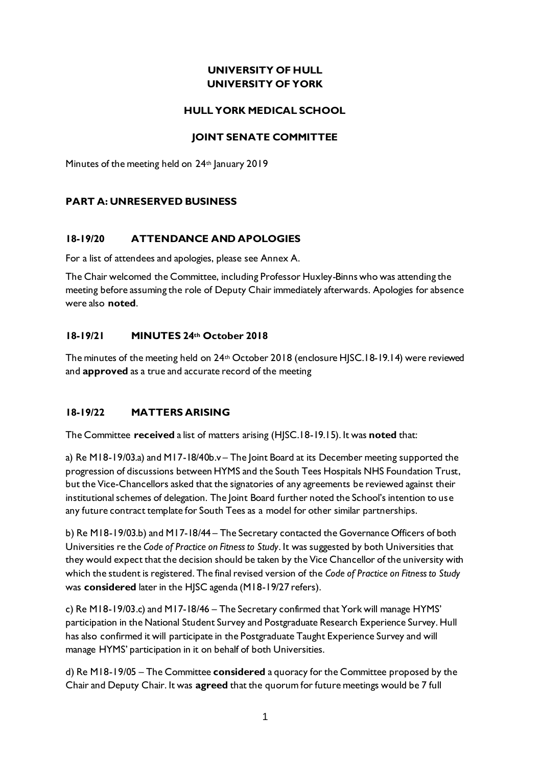**UNIVERSITY OF HULL**
**UNIVERSITY OF YORK**

**HULL YORK MEDICAL SCHOOL**

**JOINT SENATE COMMITTEE**

Minutes of the meeting held on 24th January 2019

## PART A: UNRESERVED BUSINESS

### 18-19/20 ATTENDANCE AND APOLOGIES

For a list of attendees and apologies, please see Annex A.

The Chair welcomed the Committee, including Professor Huxley-Binns who was attending the meeting before assuming the role of Deputy Chair immediately afterwards. Apologies for absence were also **noted**.

### 18-19/21 MINUTES 24th October 2018

The minutes of the meeting held on 24th October 2018 (enclosure HJSC.18-19.14) were reviewed and **approved** as a true and accurate record of the meeting

### 18-19/22 MATTERS ARISING

The Committee **received** a list of matters arising (HJSC.18-19.15). It was **noted** that:

a) Re M18-19/03.a) and M17-18/40b.v – The Joint Board at its December meeting supported the progression of discussions between HYMS and the South Tees Hospitals NHS Foundation Trust, but the Vice-Chancellors asked that the signatories of any agreements be reviewed against their institutional schemes of delegation. The Joint Board further noted the School's intention to use any future contract template for South Tees as a model for other similar partnerships.

b) Re M18-19/03.b) and M17-18/44 – The Secretary contacted the Governance Officers of both Universities re the *Code of Practice on Fitness to Study*. It was suggested by both Universities that they would expect that the decision should be taken by the Vice Chancellor of the university with which the student is registered. The final revised version of the *Code of Practice on Fitness to Study* was **considered** later in the HJSC agenda (M18-19/27 refers).

c) Re M18-19/03.c) and M17-18/46 – The Secretary confirmed that York will manage HYMS' participation in the National Student Survey and Postgraduate Research Experience Survey. Hull has also confirmed it will participate in the Postgraduate Taught Experience Survey and will manage HYMS' participation in it on behalf of both Universities.

d) Re M18-19/05 – The Committee **considered** a quoracy for the Committee proposed by the Chair and Deputy Chair. It was **agreed** that the quorum for future meetings would be 7 full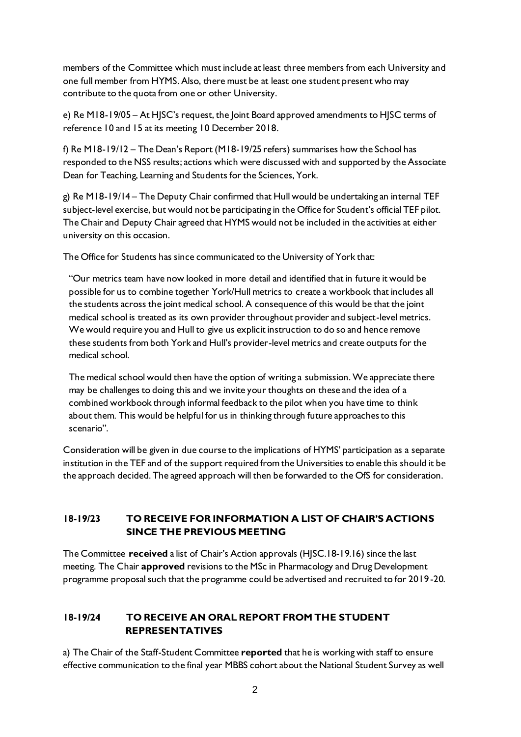members of the Committee which must include at least three members from each University and one full member from HYMS. Also, there must be at least one student present who may contribute to the quota from one or other University.

e) Re M18-19/05 – At HJSC's request, the Joint Board approved amendments to HJSC terms of reference 10 and 15 at its meeting 10 December 2018.

f) Re M18-19/12 – The Dean's Report (M18-19/25 refers) summarises how the School has responded to the NSS results; actions which were discussed with and supported by the Associate Dean for Teaching, Learning and Students for the Sciences, York.

g) Re M18-19/14 – The Deputy Chair confirmed that Hull would be undertaking an internal TEF subject-level exercise, but would not be participating in the Office for Student's official TEF pilot. The Chair and Deputy Chair agreed that HYMS would not be included in the activities at either university on this occasion.

The Office for Students has since communicated to the University of York that:

> "Our metrics team have now looked in more detail and identified that in future it would be possible for us to combine together York/Hull metrics to create a workbook that includes all the students across the joint medical school. A consequence of this would be that the joint medical school is treated as its own provider throughout provider and subject-level metrics. We would require you and Hull to give us explicit instruction to do so and hence remove these students from both York and Hull's provider-level metrics and create outputs for the medical school.
>
> The medical school would then have the option of writing a submission. We appreciate there may be challenges to doing this and we invite your thoughts on these and the idea of a combined workbook through informal feedback to the pilot when you have time to think about them. This would be helpful for us in thinking through future approaches to this scenario".

Consideration will be given in due course to the implications of HYMS' participation as a separate institution in the TEF and of the support required from the Universities to enable this should it be the approach decided. The agreed approach will then be forwarded to the OfS for consideration.

### 18-19/23 TO RECEIVE FOR INFORMATION A LIST OF CHAIR'S ACTIONS SINCE THE PREVIOUS MEETING

The Committee **received** a list of Chair's Action approvals (HJSC.18-19.16) since the last meeting. The Chair **approved** revisions to the MSc in Pharmacology and Drug Development programme proposal such that the programme could be advertised and recruited to for 2019-20.

### 18-19/24 TO RECEIVE AN ORAL REPORT FROM THE STUDENT REPRESENTATIVES

a) The Chair of the Staff-Student Committee **reported** that he is working with staff to ensure effective communication to the final year MBBS cohort about the National Student Survey as well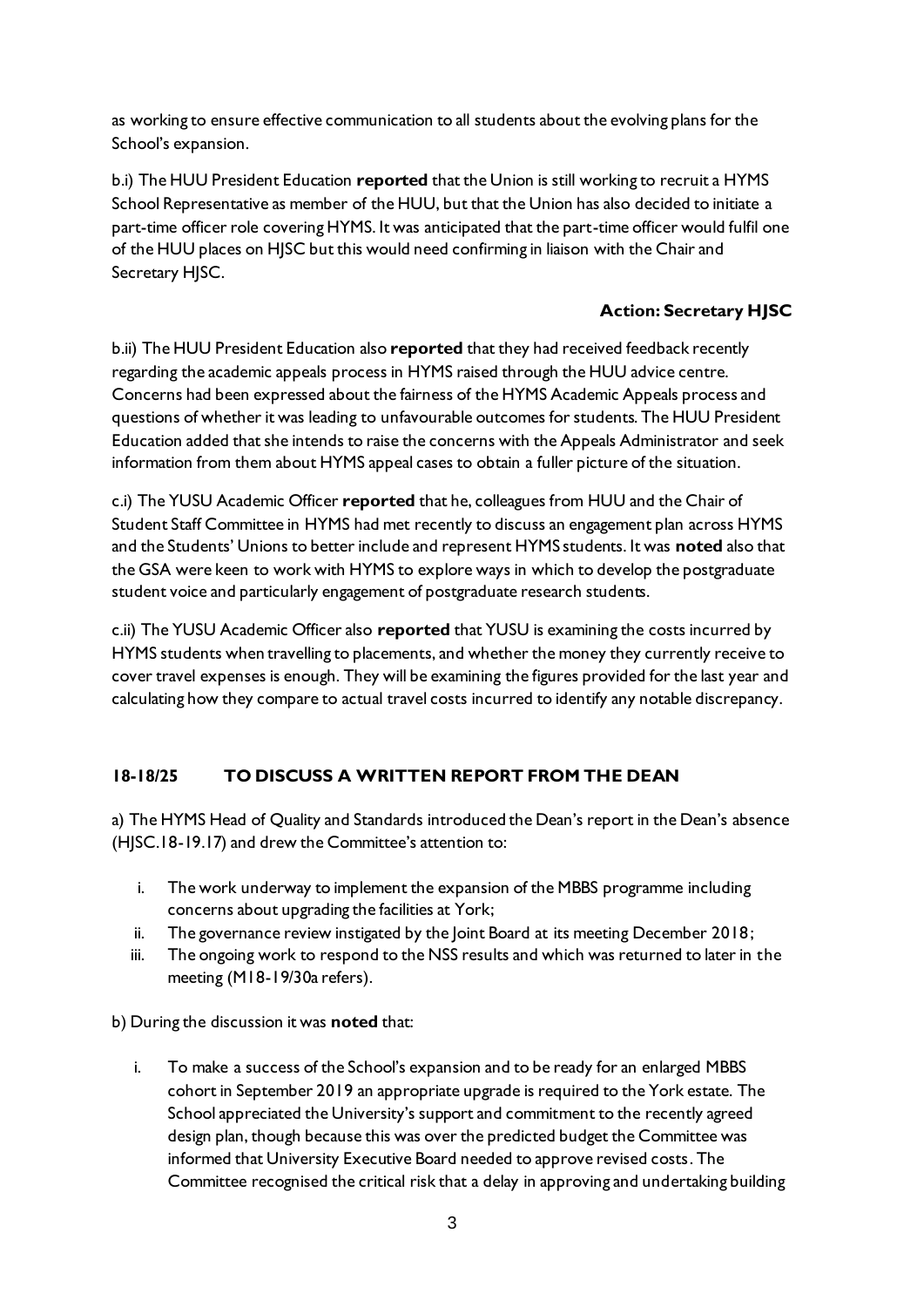as working to ensure effective communication to all students about the evolving plans for the School's expansion.

b.i) The HUU President Education **reported** that the Union is still working to recruit a HYMS School Representative as member of the HUU, but that the Union has also decided to initiate a part-time officer role covering HYMS. It was anticipated that the part-time officer would fulfil one of the HUU places on HJSC but this would need confirming in liaison with the Chair and Secretary HJSC.

**Action: Secretary HJSC**

b.ii) The HUU President Education also **reported** that they had received feedback recently regarding the academic appeals process in HYMS raised through the HUU advice centre. Concerns had been expressed about the fairness of the HYMS Academic Appeals process and questions of whether it was leading to unfavourable outcomes for students. The HUU President Education added that she intends to raise the concerns with the Appeals Administrator and seek information from them about HYMS appeal cases to obtain a fuller picture of the situation.

c.i) The YUSU Academic Officer **reported** that he, colleagues from HUU and the Chair of Student Staff Committee in HYMS had met recently to discuss an engagement plan across HYMS and the Students' Unions to better include and represent HYMS students. It was **noted** also that the GSA were keen to work with HYMS to explore ways in which to develop the postgraduate student voice and particularly engagement of postgraduate research students.

c.ii) The YUSU Academic Officer also **reported** that YUSU is examining the costs incurred by HYMS students when travelling to placements, and whether the money they currently receive to cover travel expenses is enough. They will be examining the figures provided for the last year and calculating how they compare to actual travel costs incurred to identify any notable discrepancy.

## 18-18/25 TO DISCUSS A WRITTEN REPORT FROM THE DEAN

a) The HYMS Head of Quality and Standards introduced the Dean's report in the Dean's absence (HJSC.18-19.17) and drew the Committee's attention to:

i. The work underway to implement the expansion of the MBBS programme including concerns about upgrading the facilities at York;
ii. The governance review instigated by the Joint Board at its meeting December 2018;
iii. The ongoing work to respond to the NSS results and which was returned to later in the meeting (M18-19/30a refers).

b) During the discussion it was **noted** that:

i. To make a success of the School's expansion and to be ready for an enlarged MBBS cohort in September 2019 an appropriate upgrade is required to the York estate. The School appreciated the University's support and commitment to the recently agreed design plan, though because this was over the predicted budget the Committee was informed that University Executive Board needed to approve revised costs. The Committee recognised the critical risk that a delay in approving and undertaking building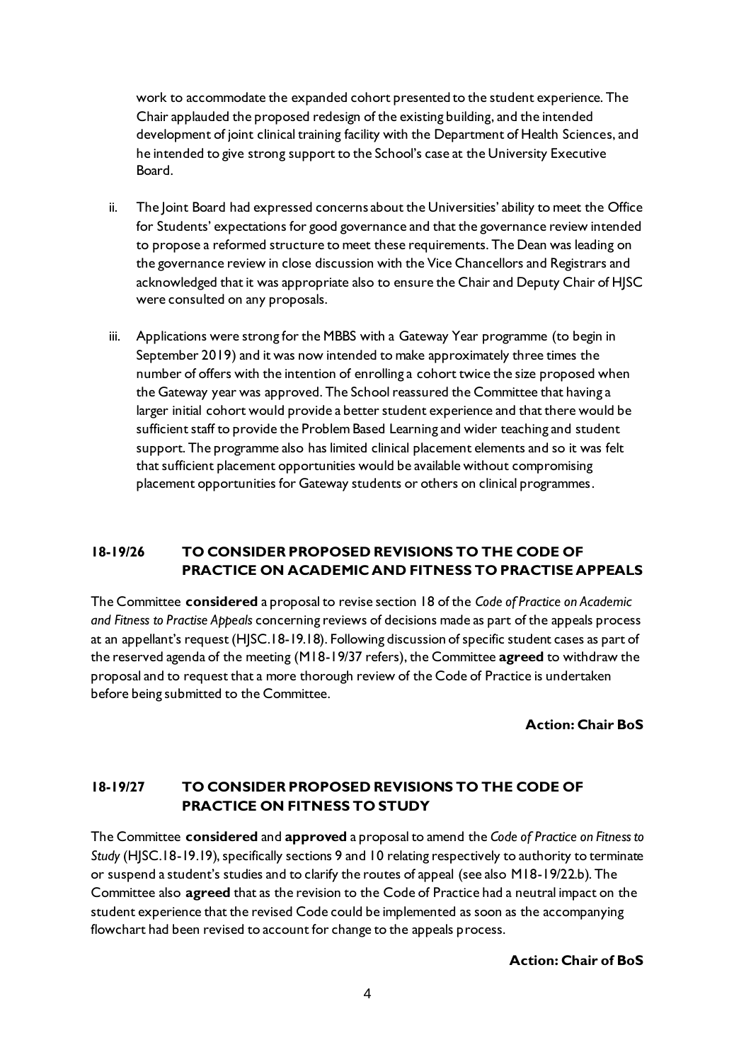work to accommodate the expanded cohort presented to the student experience. The Chair applauded the proposed redesign of the existing building, and the intended development of joint clinical training facility with the Department of Health Sciences, and he intended to give strong support to the School's case at the University Executive Board.

ii. The Joint Board had expressed concerns about the Universities' ability to meet the Office for Students' expectations for good governance and that the governance review intended to propose a reformed structure to meet these requirements. The Dean was leading on the governance review in close discussion with the Vice Chancellors and Registrars and acknowledged that it was appropriate also to ensure the Chair and Deputy Chair of HJSC were consulted on any proposals.

iii. Applications were strong for the MBBS with a Gateway Year programme (to begin in September 2019) and it was now intended to make approximately three times the number of offers with the intention of enrolling a cohort twice the size proposed when the Gateway year was approved. The School reassured the Committee that having a larger initial cohort would provide a better student experience and that there would be sufficient staff to provide the Problem Based Learning and wider teaching and student support. The programme also has limited clinical placement elements and so it was felt that sufficient placement opportunities would be available without compromising placement opportunities for Gateway students or others on clinical programmes.

## 18-19/26 TO CONSIDER PROPOSED REVISIONS TO THE CODE OF PRACTICE ON ACADEMIC AND FITNESS TO PRACTISE APPEALS

The Committee **considered** a proposal to revise section 18 of the *Code of Practice on Academic and Fitness to Practise Appeals* concerning reviews of decisions made as part of the appeals process at an appellant's request (HJSC.18-19.18). Following discussion of specific student cases as part of the reserved agenda of the meeting (M18-19/37 refers), the Committee **agreed** to withdraw the proposal and to request that a more thorough review of the Code of Practice is undertaken before being submitted to the Committee.

**Action: Chair BoS**

## 18-19/27 TO CONSIDER PROPOSED REVISIONS TO THE CODE OF PRACTICE ON FITNESS TO STUDY

The Committee **considered** and **approved** a proposal to amend the *Code of Practice on Fitness to Study* (HJSC.18-19.19), specifically sections 9 and 10 relating respectively to authority to terminate or suspend a student's studies and to clarify the routes of appeal (see also M18-19/22.b). The Committee also **agreed** that as the revision to the Code of Practice had a neutral impact on the student experience that the revised Code could be implemented as soon as the accompanying flowchart had been revised to account for change to the appeals process.

**Action: Chair of BoS**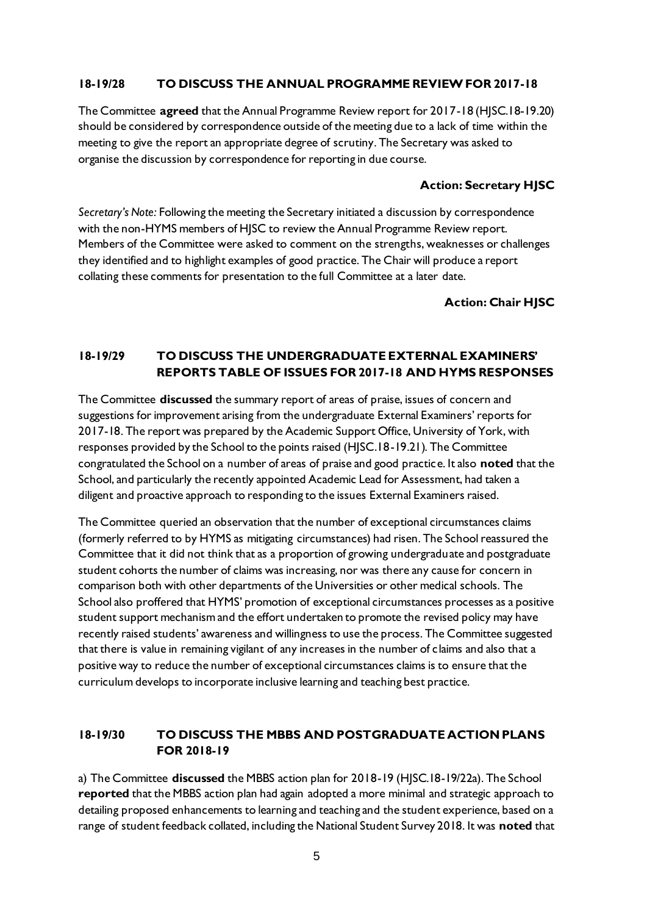### 18-19/28 TO DISCUSS THE ANNUAL PROGRAMME REVIEW FOR 2017-18

The Committee **agreed** that the Annual Programme Review report for 2017-18 (HJSC.18-19.20) should be considered by correspondence outside of the meeting due to a lack of time within the meeting to give the report an appropriate degree of scrutiny. The Secretary was asked to organise the discussion by correspondence for reporting in due course.

**Action: Secretary HJSC**

*Secretary's Note:* Following the meeting the Secretary initiated a discussion by correspondence with the non-HYMS members of HJSC to review the Annual Programme Review report. Members of the Committee were asked to comment on the strengths, weaknesses or challenges they identified and to highlight examples of good practice. The Chair will produce a report collating these comments for presentation to the full Committee at a later date.

**Action: Chair HJSC**

### 18-19/29 TO DISCUSS THE UNDERGRADUATE EXTERNAL EXAMINERS' REPORTS TABLE OF ISSUES FOR 2017-18 AND HYMS RESPONSES

The Committee **discussed** the summary report of areas of praise, issues of concern and suggestions for improvement arising from the undergraduate External Examiners' reports for 2017-18. The report was prepared by the Academic Support Office, University of York, with responses provided by the School to the points raised (HJSC.18-19.21). The Committee congratulated the School on a number of areas of praise and good practice. It also **noted** that the School, and particularly the recently appointed Academic Lead for Assessment, had taken a diligent and proactive approach to responding to the issues External Examiners raised.

The Committee queried an observation that the number of exceptional circumstances claims (formerly referred to by HYMS as mitigating circumstances) had risen. The School reassured the Committee that it did not think that as a proportion of growing undergraduate and postgraduate student cohorts the number of claims was increasing, nor was there any cause for concern in comparison both with other departments of the Universities or other medical schools. The School also proffered that HYMS' promotion of exceptional circumstances processes as a positive student support mechanism and the effort undertaken to promote the revised policy may have recently raised students' awareness and willingness to use the process. The Committee suggested that there is value in remaining vigilant of any increases in the number of claims and also that a positive way to reduce the number of exceptional circumstances claims is to ensure that the curriculum develops to incorporate inclusive learning and teaching best practice.

### 18-19/30 TO DISCUSS THE MBBS AND POSTGRADUATE ACTION PLANS FOR 2018-19

a) The Committee **discussed** the MBBS action plan for 2018-19 (HJSC.18-19/22a). The School **reported** that the MBBS action plan had again adopted a more minimal and strategic approach to detailing proposed enhancements to learning and teaching and the student experience, based on a range of student feedback collated, including the National Student Survey 2018. It was **noted** that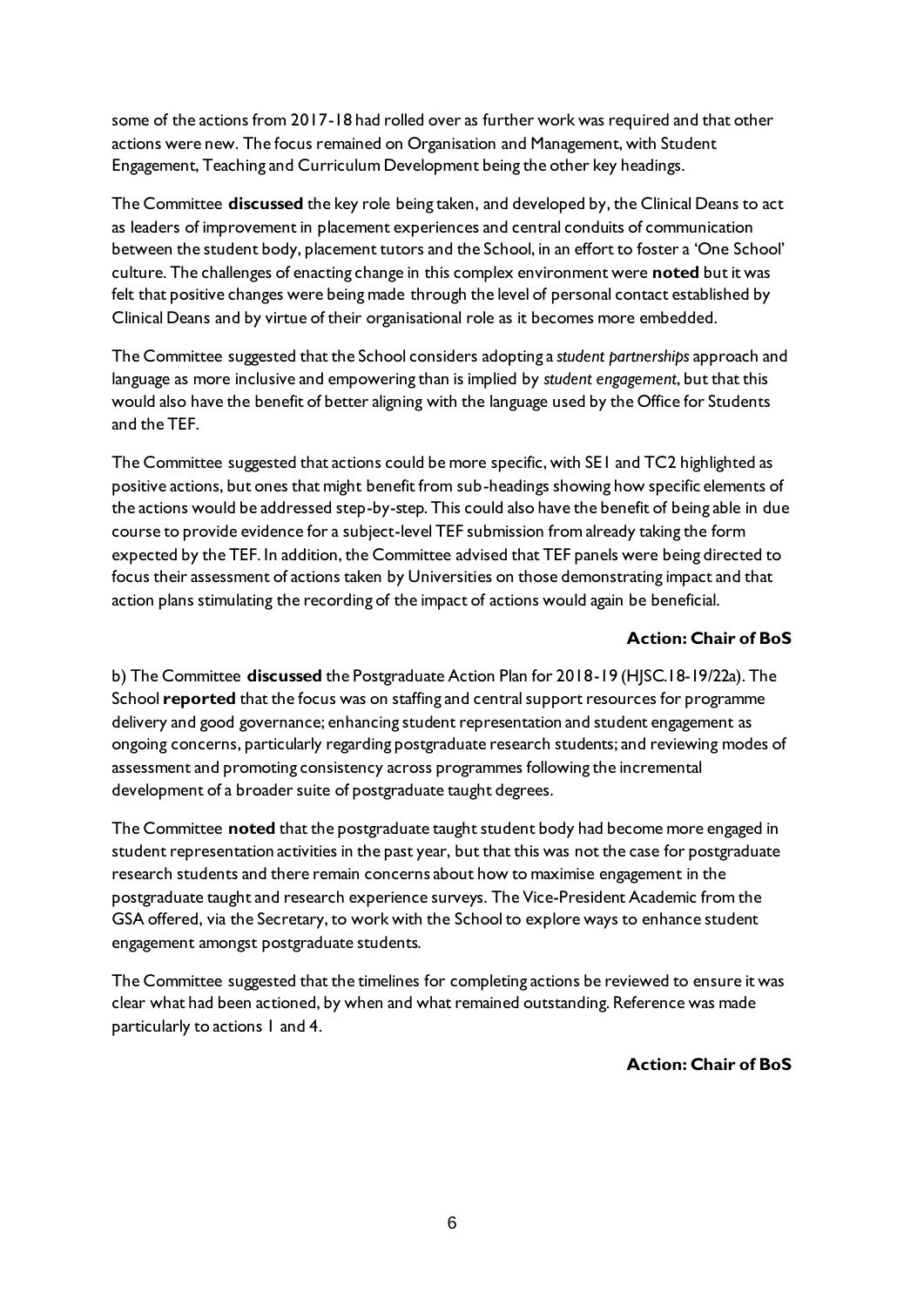some of the actions from 2017-18 had rolled over as further work was required and that other actions were new. The focus remained on Organisation and Management, with Student Engagement, Teaching and Curriculum Development being the other key headings.

The Committee **discussed** the key role being taken, and developed by, the Clinical Deans to act as leaders of improvement in placement experiences and central conduits of communication between the student body, placement tutors and the School, in an effort to foster a 'One School' culture. The challenges of enacting change in this complex environment were **noted** but it was felt that positive changes were being made through the level of personal contact established by Clinical Deans and by virtue of their organisational role as it becomes more embedded.

The Committee suggested that the School considers adopting a *student partnerships* approach and language as more inclusive and empowering than is implied by *student engagement*, but that this would also have the benefit of better aligning with the language used by the Office for Students and the TEF.

The Committee suggested that actions could be more specific, with SE1 and TC2 highlighted as positive actions, but ones that might benefit from sub-headings showing how specific elements of the actions would be addressed step-by-step. This could also have the benefit of being able in due course to provide evidence for a subject-level TEF submission from already taking the form expected by the TEF. In addition, the Committee advised that TEF panels were being directed to focus their assessment of actions taken by Universities on those demonstrating impact and that action plans stimulating the recording of the impact of actions would again be beneficial.

**Action: Chair of BoS**

b) The Committee **discussed** the Postgraduate Action Plan for 2018-19 (HJSC.18-19/22a). The School **reported** that the focus was on staffing and central support resources for programme delivery and good governance; enhancing student representation and student engagement as ongoing concerns, particularly regarding postgraduate research students; and reviewing modes of assessment and promoting consistency across programmes following the incremental development of a broader suite of postgraduate taught degrees.

The Committee **noted** that the postgraduate taught student body had become more engaged in student representation activities in the past year, but that this was not the case for postgraduate research students and there remain concerns about how to maximise engagement in the postgraduate taught and research experience surveys. The Vice-President Academic from the GSA offered, via the Secretary, to work with the School to explore ways to enhance student engagement amongst postgraduate students.

The Committee suggested that the timelines for completing actions be reviewed to ensure it was clear what had been actioned, by when and what remained outstanding. Reference was made particularly to actions 1 and 4.

**Action: Chair of BoS**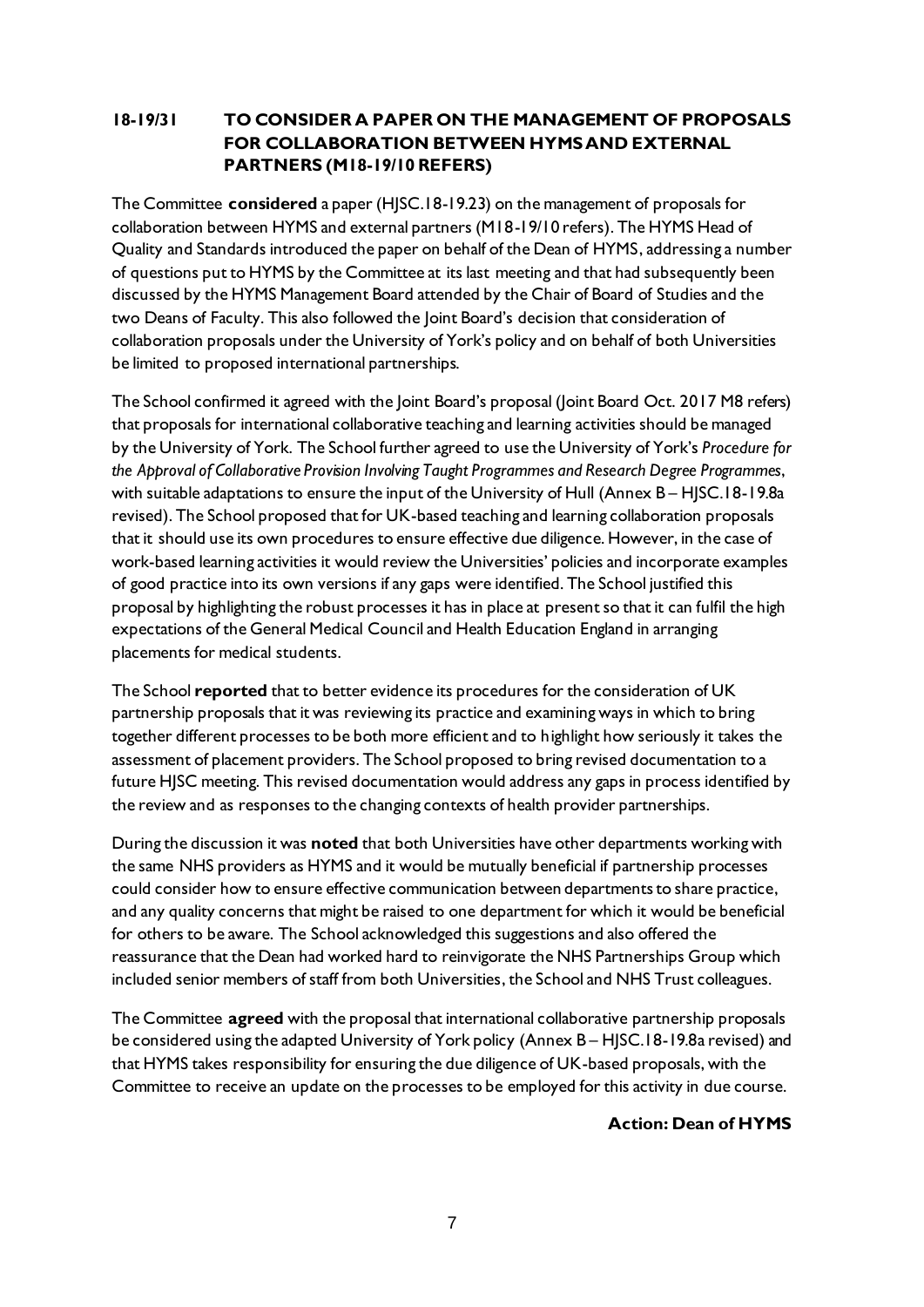### 18-19/31 TO CONSIDER A PAPER ON THE MANAGEMENT OF PROPOSALS FOR COLLABORATION BETWEEN HYMS AND EXTERNAL PARTNERS (M18-19/10 REFERS)

The Committee **considered** a paper (HJSC.18-19.23) on the management of proposals for collaboration between HYMS and external partners (M18-19/10 refers). The HYMS Head of Quality and Standards introduced the paper on behalf of the Dean of HYMS, addressing a number of questions put to HYMS by the Committee at its last meeting and that had subsequently been discussed by the HYMS Management Board attended by the Chair of Board of Studies and the two Deans of Faculty. This also followed the Joint Board's decision that consideration of collaboration proposals under the University of York's policy and on behalf of both Universities be limited to proposed international partnerships.

The School confirmed it agreed with the Joint Board's proposal (Joint Board Oct. 2017 M8 refers) that proposals for international collaborative teaching and learning activities should be managed by the University of York. The School further agreed to use the University of York's *Procedure for the Approval of Collaborative Provision Involving Taught Programmes and Research Degree Programmes*, with suitable adaptations to ensure the input of the University of Hull (Annex B – HJSC.18-19.8a revised). The School proposed that for UK-based teaching and learning collaboration proposals that it should use its own procedures to ensure effective due diligence. However, in the case of work-based learning activities it would review the Universities' policies and incorporate examples of good practice into its own versions if any gaps were identified. The School justified this proposal by highlighting the robust processes it has in place at present so that it can fulfil the high expectations of the General Medical Council and Health Education England in arranging placements for medical students.

The School **reported** that to better evidence its procedures for the consideration of UK partnership proposals that it was reviewing its practice and examining ways in which to bring together different processes to be both more efficient and to highlight how seriously it takes the assessment of placement providers. The School proposed to bring revised documentation to a future HJSC meeting. This revised documentation would address any gaps in process identified by the review and as responses to the changing contexts of health provider partnerships.

During the discussion it was **noted** that both Universities have other departments working with the same NHS providers as HYMS and it would be mutually beneficial if partnership processes could consider how to ensure effective communication between departments to share practice, and any quality concerns that might be raised to one department for which it would be beneficial for others to be aware. The School acknowledged this suggestions and also offered the reassurance that the Dean had worked hard to reinvigorate the NHS Partnerships Group which included senior members of staff from both Universities, the School and NHS Trust colleagues.

The Committee **agreed** with the proposal that international collaborative partnership proposals be considered using the adapted University of York policy (Annex B – HJSC.18-19.8a revised) and that HYMS takes responsibility for ensuring the due diligence of UK-based proposals, with the Committee to receive an update on the processes to be employed for this activity in due course.

**Action: Dean of HYMS**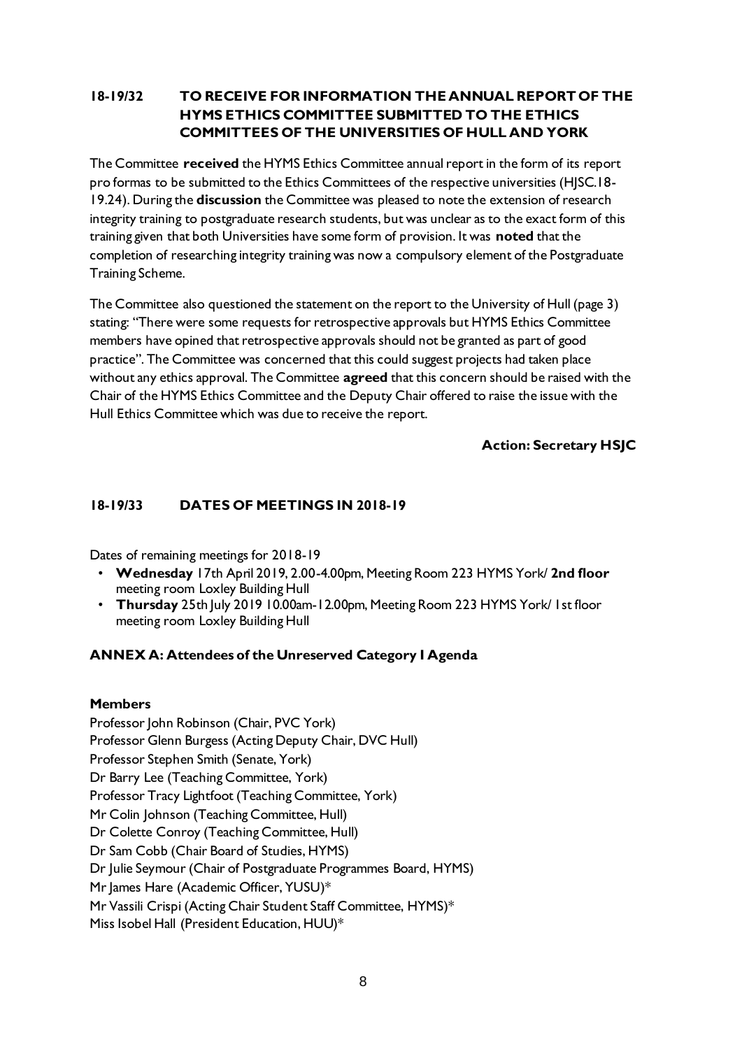### 18-19/32 TO RECEIVE FOR INFORMATION THE ANNUAL REPORT OF THE HYMS ETHICS COMMITTEE SUBMITTED TO THE ETHICS COMMITTEES OF THE UNIVERSITIES OF HULL AND YORK

The Committee **received** the HYMS Ethics Committee annual report in the form of its report pro formas to be submitted to the Ethics Committees of the respective universities (HJSC.18-19.24). During the **discussion** the Committee was pleased to note the extension of research integrity training to postgraduate research students, but was unclear as to the exact form of this training given that both Universities have some form of provision. It was **noted** that the completion of researching integrity training was now a compulsory element of the Postgraduate Training Scheme.

The Committee also questioned the statement on the report to the University of Hull (page 3) stating: "There were some requests for retrospective approvals but HYMS Ethics Committee members have opined that retrospective approvals should not be granted as part of good practice". The Committee was concerned that this could suggest projects had taken place without any ethics approval. The Committee **agreed** that this concern should be raised with the Chair of the HYMS Ethics Committee and the Deputy Chair offered to raise the issue with the Hull Ethics Committee which was due to receive the report.

**Action: Secretary HSJC**

### 18-19/33 DATES OF MEETINGS IN 2018-19

Dates of remaining meetings for 2018-19

- **Wednesday** 17th April 2019, 2.00-4.00pm, Meeting Room 223 HYMS York/ **2nd floor** meeting room Loxley Building Hull
- **Thursday** 25th July 2019 10.00am-12.00pm, Meeting Room 223 HYMS York/ 1st floor meeting room Loxley Building Hull

### ANNEX A: Attendees of the Unreserved Category I Agenda

**Members**

Professor John Robinson (Chair, PVC York)
Professor Glenn Burgess (Acting Deputy Chair, DVC Hull)
Professor Stephen Smith (Senate, York)
Dr Barry Lee (Teaching Committee, York)
Professor Tracy Lightfoot (Teaching Committee, York)
Mr Colin Johnson (Teaching Committee, Hull)
Dr Colette Conroy (Teaching Committee, Hull)
Dr Sam Cobb (Chair Board of Studies, HYMS)
Dr Julie Seymour (Chair of Postgraduate Programmes Board, HYMS)
Mr James Hare (Academic Officer, YUSU)*
Mr Vassili Crispi (Acting Chair Student Staff Committee, HYMS)*
Miss Isobel Hall (President Education, HUU)*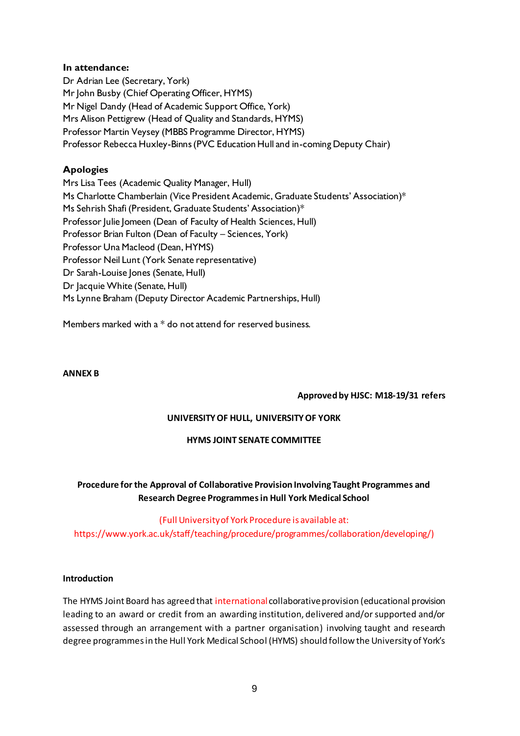**In attendance:**

Dr Adrian Lee (Secretary, York)
Mr John Busby (Chief Operating Officer, HYMS)
Mr Nigel Dandy (Head of Academic Support Office, York)
Mrs Alison Pettigrew (Head of Quality and Standards, HYMS)
Professor Martin Veysey (MBBS Programme Director, HYMS)
Professor Rebecca Huxley-Binns (PVC Education Hull and in-coming Deputy Chair)

**Apologies**

Mrs Lisa Tees (Academic Quality Manager, Hull)
Ms Charlotte Chamberlain (Vice President Academic, Graduate Students' Association)*
Ms Sehrish Shafi (President, Graduate Students' Association)*
Professor Julie Jomeen (Dean of Faculty of Health Sciences, Hull)
Professor Brian Fulton (Dean of Faculty – Sciences, York)
Professor Una Macleod (Dean, HYMS)
Professor Neil Lunt (York Senate representative)
Dr Sarah-Louise Jones (Senate, Hull)
Dr Jacquie White (Senate, Hull)
Ms Lynne Braham (Deputy Director Academic Partnerships, Hull)

Members marked with a * do not attend for reserved business.

**ANNEX B**

**Approved by HJSC: M18-19/31 refers**

**UNIVERSITY OF HULL, UNIVERSITY OF YORK**

**HYMS JOINT SENATE COMMITTEE**

**Procedure for the Approval of Collaborative Provision Involving Taught Programmes and Research Degree Programmes in Hull York Medical School**

(Full University of York Procedure is available at: https://www.york.ac.uk/staff/teaching/procedure/programmes/collaboration/developing/)

**Introduction**

The HYMS Joint Board has agreed that international collaborative provision (educational provision leading to an award or credit from an awarding institution, delivered and/or supported and/or assessed through an arrangement with a partner organisation) involving taught and research degree programmes in the Hull York Medical School (HYMS) should follow the University of York's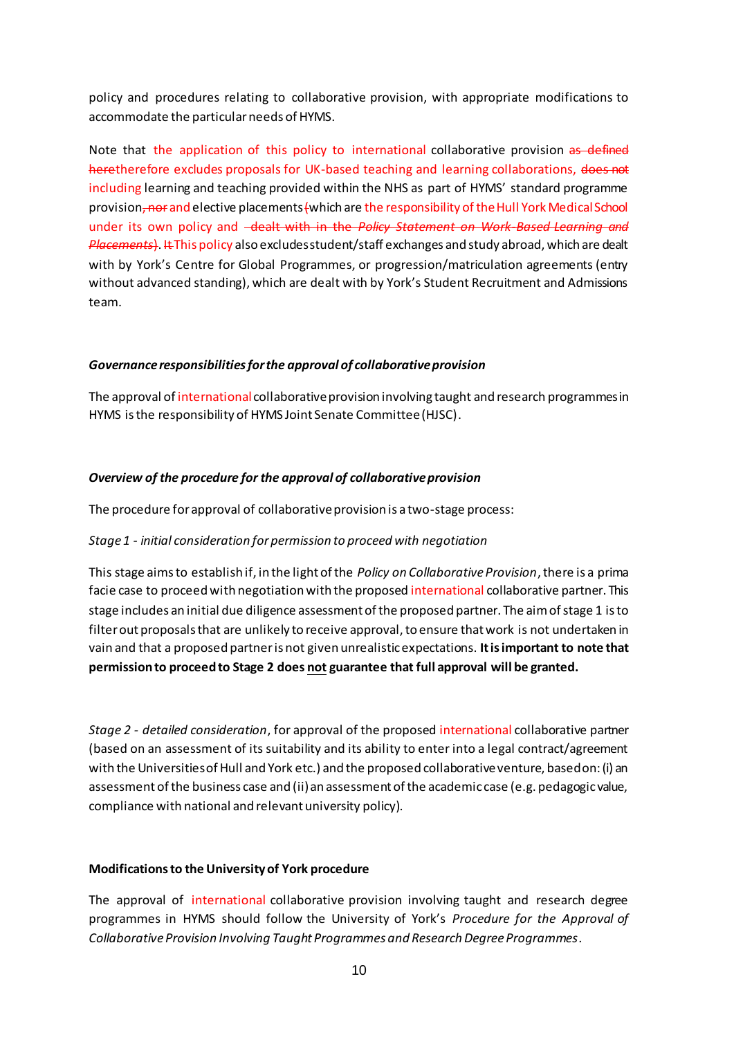policy and procedures relating to collaborative provision, with appropriate modifications to accommodate the particular needs of HYMS.

Note that the application of this policy to international collaborative provision ~~as defined here~~therefore excludes proposals for UK-based teaching and learning collaborations, ~~does not~~ including learning and teaching provided within the NHS as part of HYMS' standard programme provision~~, nor~~ and elective placements ~~(~~which are the responsibility of the Hull York Medical School under its own policy and ~~dealt with in the *Policy Statement on Work-Based Learning and Placements*)~~. ~~It~~This policy also excludes student/staff exchanges and study abroad, which are dealt with by York's Centre for Global Programmes, or progression/matriculation agreements (entry without advanced standing), which are dealt with by York's Student Recruitment and Admissions team.

***Governance responsibilities for the approval of collaborative provision***

The approval of international collaborative provision involving taught and research programmes in HYMS is the responsibility of HYMS Joint Senate Committee (HJSC).

***Overview of the procedure for the approval of collaborative provision***

The procedure for approval of collaborative provision is a two-stage process:

*Stage 1 - initial consideration for permission to proceed with negotiation*

This stage aims to establish if, in the light of the *Policy on Collaborative Provision*, there is a prima facie case to proceed with negotiation with the proposed international collaborative partner. This stage includes an initial due diligence assessment of the proposed partner. The aim of stage 1 is to filter out proposals that are unlikely to receive approval, to ensure that work is not undertaken in vain and that a proposed partner is not given unrealistic expectations. **It is important to note that permission to proceed to Stage 2 does <u>not</u> guarantee that full approval will be granted.**

*Stage 2 - detailed consideration*, for approval of the proposed international collaborative partner (based on an assessment of its suitability and its ability to enter into a legal contract/agreement with the Universities of Hull and York etc.) and the proposed collaborative venture, based on: (i) an assessment of the business case and (ii) an assessment of the academic case (e.g. pedagogic value, compliance with national and relevant university policy).

**Modifications to the University of York procedure**

The approval of international collaborative provision involving taught and research degree programmes in HYMS should follow the University of York's *Procedure for the Approval of Collaborative Provision Involving Taught Programmes and Research Degree Programmes*.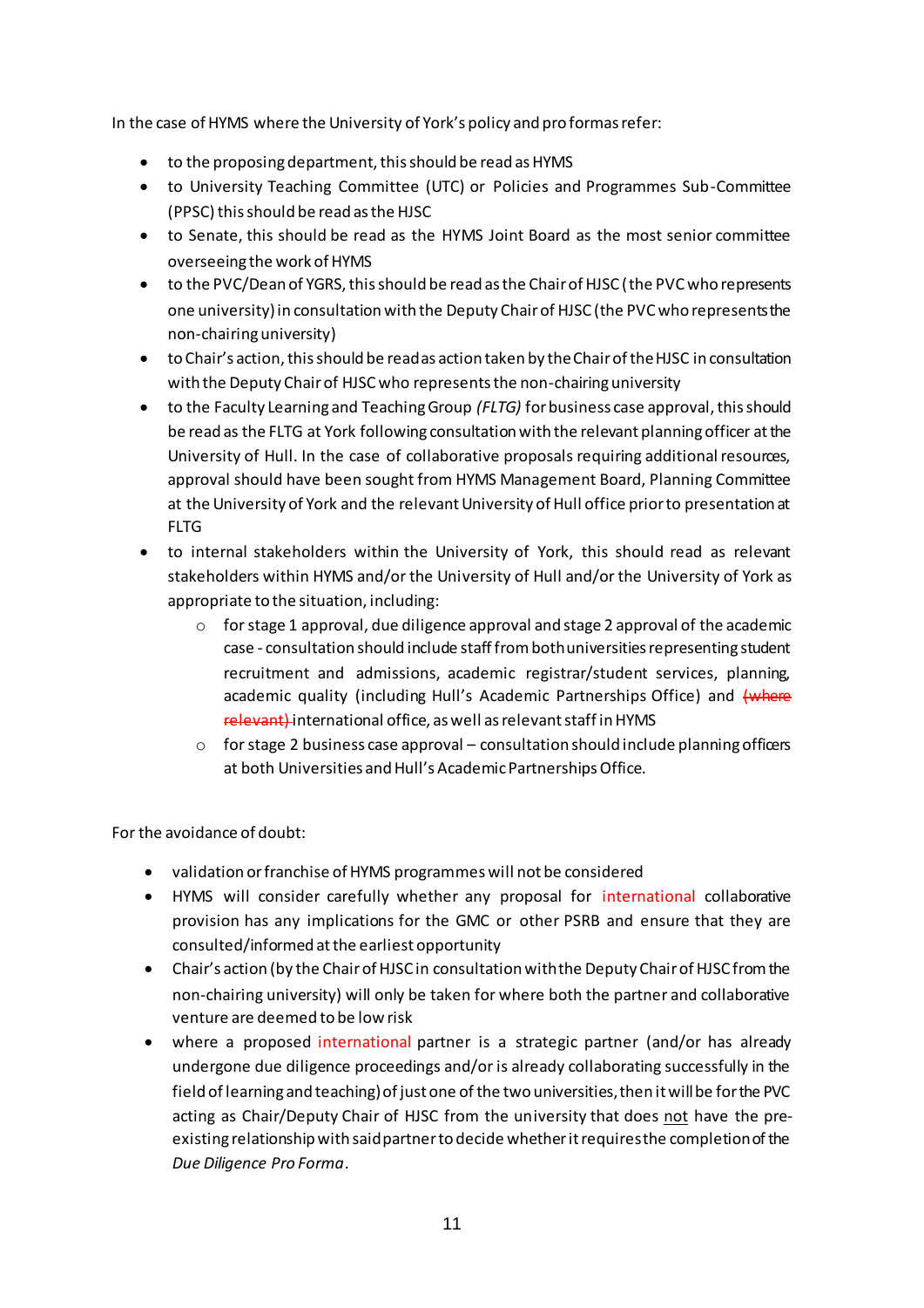In the case of HYMS where the University of York's policy and pro formas refer:

- to the proposing department, this should be read as HYMS
- to University Teaching Committee (UTC) or Policies and Programmes Sub-Committee (PPSC) this should be read as the HJSC
- to Senate, this should be read as the HYMS Joint Board as the most senior committee overseeing the work of HYMS
- to the PVC/Dean of YGRS, this should be read as the Chair of HJSC (the PVC who represents one university) in consultation with the Deputy Chair of HJSC (the PVC who represents the non-chairing university)
- to Chair's action, this should be read as action taken by the Chair of the HJSC in consultation with the Deputy Chair of HJSC who represents the non-chairing university
- to the Faculty Learning and Teaching Group *(FLTG)* for business case approval, this should be read as the FLTG at York following consultation with the relevant planning officer at the University of Hull. In the case of collaborative proposals requiring additional resources, approval should have been sought from HYMS Management Board, Planning Committee at the University of York and the relevant University of Hull office prior to presentation at FLTG
- to internal stakeholders within the University of York, this should read as relevant stakeholders within HYMS and/or the University of Hull and/or the University of York as appropriate to the situation, including:
  - for stage 1 approval, due diligence approval and stage 2 approval of the academic case - consultation should include staff from both universities representing student recruitment and admissions, academic registrar/student services, planning, academic quality (including Hull's Academic Partnerships Office) and ~~(where relevant)~~ international office, as well as relevant staff in HYMS
  - for stage 2 business case approval – consultation should include planning officers at both Universities and Hull's Academic Partnerships Office.

For the avoidance of doubt:

- validation or franchise of HYMS programmes will not be considered
- HYMS will consider carefully whether any proposal for international collaborative provision has any implications for the GMC or other PSRB and ensure that they are consulted/informed at the earliest opportunity
- Chair's action (by the Chair of HJSC in consultation with the Deputy Chair of HJSC from the non-chairing university) will only be taken for where both the partner and collaborative venture are deemed to be low risk
- where a proposed international partner is a strategic partner (and/or has already undergone due diligence proceedings and/or is already collaborating successfully in the field of learning and teaching) of just one of the two universities, then it will be for the PVC acting as Chair/Deputy Chair of HJSC from the university that does <u>not</u> have the pre-existing relationship with said partner to decide whether it requires the completion of the *Due Diligence Pro Forma*.